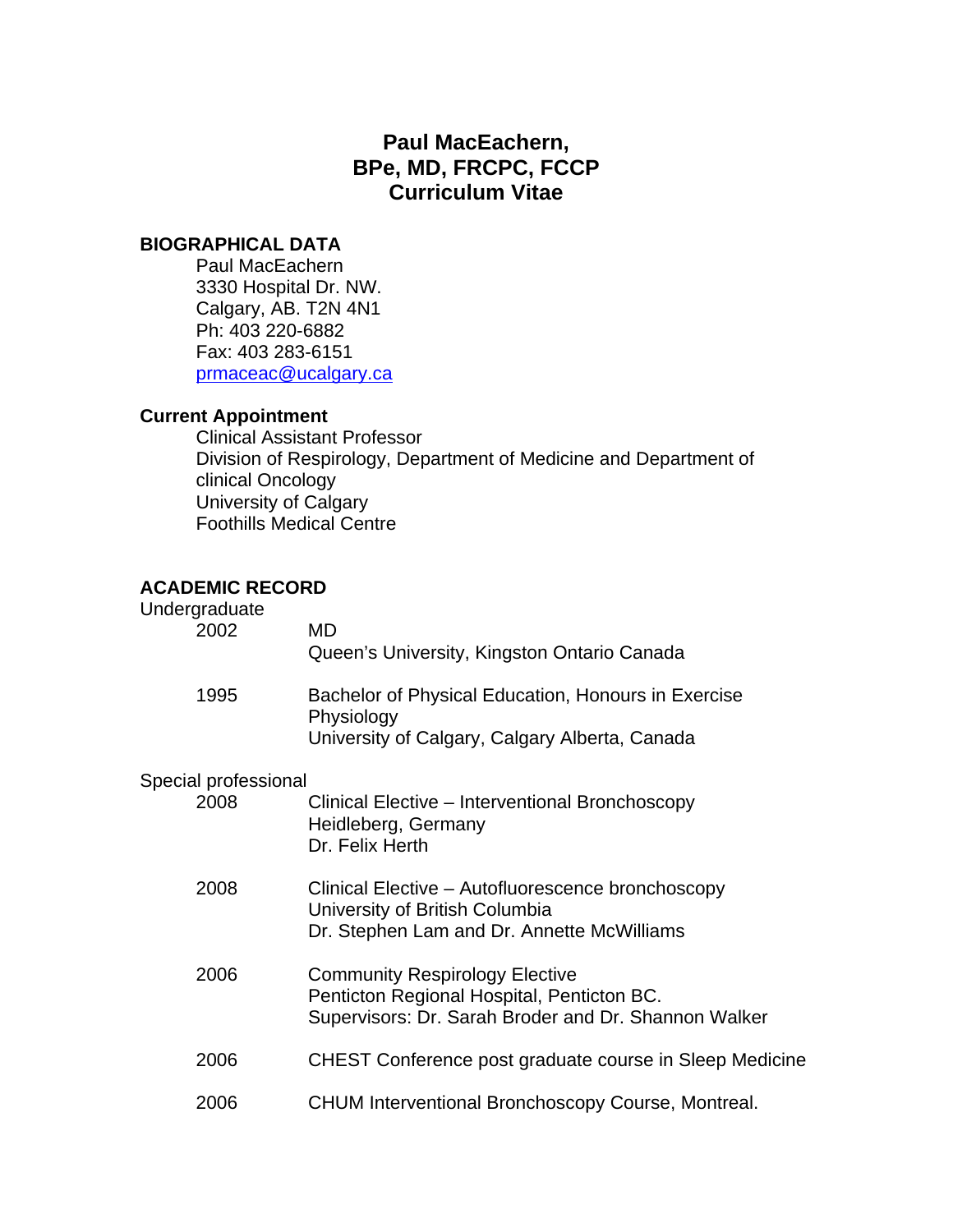# Paul MacEachern, BPe, MD, FRCPC, FCCP Curriculum Vitae

## BIOGRAPHICAL DATA

Paul MacEachern
3330 Hospital Dr. NW.
Calgary, AB. T2N 4N1
Ph: 403 220-6882
Fax: 403 283-6151
prmaceac@ucalgary.ca

## Current Appointment

Clinical Assistant Professor
Division of Respirology, Department of Medicine and Department of clinical Oncology
University of Calgary
Foothills Medical Centre

## ACADEMIC RECORD

Undergraduate

| | |
|---|---|
| 2002 | MD<br>Queen's University, Kingston Ontario Canada |
| 1995 | Bachelor of Physical Education, Honours in Exercise Physiology<br>University of Calgary, Calgary Alberta, Canada |

Special professional

| | |
|---|---|
| 2008 | Clinical Elective – Interventional Bronchoscopy<br>Heidleberg, Germany<br>Dr. Felix Herth |
| 2008 | Clinical Elective – Autofluorescence bronchoscopy<br>University of British Columbia<br>Dr. Stephen Lam and Dr. Annette McWilliams |
| 2006 | Community Respirology Elective<br>Penticton Regional Hospital, Penticton BC.<br>Supervisors: Dr. Sarah Broder and Dr. Shannon Walker |
| 2006 | CHEST Conference post graduate course in Sleep Medicine |
| 2006 | CHUM Interventional Bronchoscopy Course, Montreal. |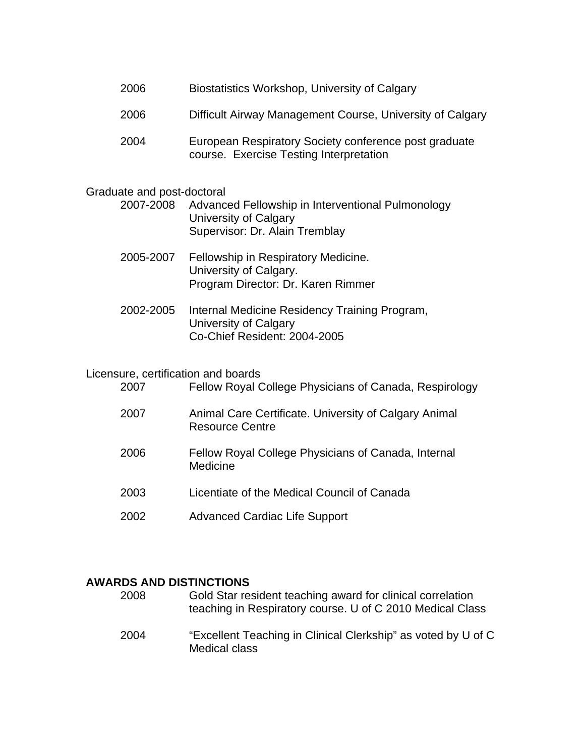2006 Biostatistics Workshop, University of Calgary

2006 Difficult Airway Management Course, University of Calgary

2004 European Respiratory Society conference post graduate course. Exercise Testing Interpretation

Graduate and post-doctoral

2007-2008 Advanced Fellowship in Interventional Pulmonology
University of Calgary
Supervisor: Dr. Alain Tremblay

2005-2007 Fellowship in Respiratory Medicine.
University of Calgary.
Program Director: Dr. Karen Rimmer

2002-2005 Internal Medicine Residency Training Program,
University of Calgary
Co-Chief Resident: 2004-2005

Licensure, certification and boards

2007 Fellow Royal College Physicians of Canada, Respirology

2007 Animal Care Certificate. University of Calgary Animal Resource Centre

2006 Fellow Royal College Physicians of Canada, Internal Medicine

2003 Licentiate of the Medical Council of Canada

2002 Advanced Cardiac Life Support

**AWARDS AND DISTINCTIONS**

2008 Gold Star resident teaching award for clinical correlation teaching in Respiratory course. U of C 2010 Medical Class

2004 "Excellent Teaching in Clinical Clerkship" as voted by U of C Medical class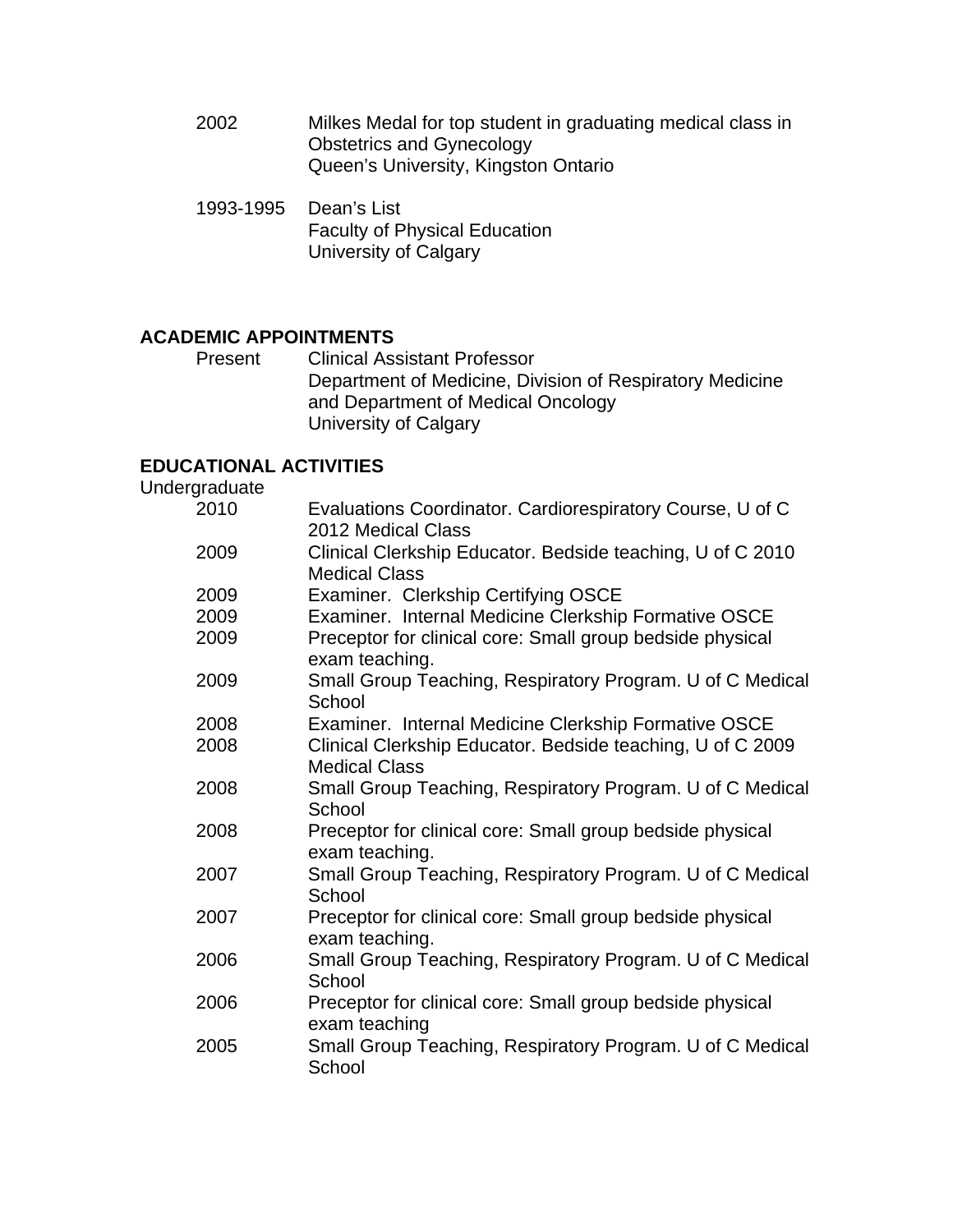| | |
|---|---|
| 2002 | Milkes Medal for top student in graduating medical class in Obstetrics and Gynecology<br>Queen's University, Kingston Ontario |
| 1993-1995 | Dean's List<br>Faculty of Physical Education<br>University of Calgary |

## ACADEMIC APPOINTMENTS

| | |
|---|---|
| Present | Clinical Assistant Professor<br>Department of Medicine, Division of Respiratory Medicine and Department of Medical Oncology<br>University of Calgary |

## EDUCATIONAL ACTIVITIES

Undergraduate

| | |
|---|---|
| 2010 | Evaluations Coordinator. Cardiorespiratory Course, U of C 2012 Medical Class |
| 2009 | Clinical Clerkship Educator. Bedside teaching, U of C 2010 Medical Class |
| 2009 | Examiner. Clerkship Certifying OSCE |
| 2009 | Examiner. Internal Medicine Clerkship Formative OSCE |
| 2009 | Preceptor for clinical core: Small group bedside physical exam teaching. |
| 2009 | Small Group Teaching, Respiratory Program. U of C Medical School |
| 2008 | Examiner. Internal Medicine Clerkship Formative OSCE |
| 2008 | Clinical Clerkship Educator. Bedside teaching, U of C 2009 Medical Class |
| 2008 | Small Group Teaching, Respiratory Program. U of C Medical School |
| 2008 | Preceptor for clinical core: Small group bedside physical exam teaching. |
| 2007 | Small Group Teaching, Respiratory Program. U of C Medical School |
| 2007 | Preceptor for clinical core: Small group bedside physical exam teaching. |
| 2006 | Small Group Teaching, Respiratory Program. U of C Medical School |
| 2006 | Preceptor for clinical core: Small group bedside physical exam teaching |
| 2005 | Small Group Teaching, Respiratory Program. U of C Medical School |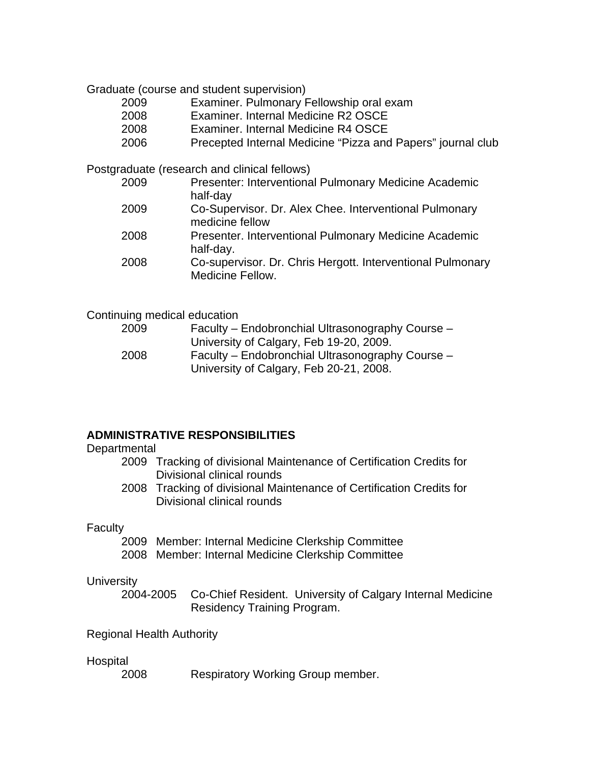Graduate (course and student supervision)

- 2009 Examiner. Pulmonary Fellowship oral exam
- 2008 Examiner. Internal Medicine R2 OSCE
- 2008 Examiner. Internal Medicine R4 OSCE
- 2006 Precepted Internal Medicine "Pizza and Papers" journal club

Postgraduate (research and clinical fellows)

- 2009 Presenter: Interventional Pulmonary Medicine Academic half-day
- 2009 Co-Supervisor. Dr. Alex Chee. Interventional Pulmonary medicine fellow
- 2008 Presenter. Interventional Pulmonary Medicine Academic half-day.
- 2008 Co-supervisor. Dr. Chris Hergott. Interventional Pulmonary Medicine Fellow.

Continuing medical education

- 2009 Faculty – Endobronchial Ultrasonography Course – University of Calgary, Feb 19-20, 2009.
- 2008 Faculty – Endobronchial Ultrasonography Course – University of Calgary, Feb 20-21, 2008.

**ADMINISTRATIVE RESPONSIBILITIES**

Departmental

- 2009 Tracking of divisional Maintenance of Certification Credits for Divisional clinical rounds
- 2008 Tracking of divisional Maintenance of Certification Credits for Divisional clinical rounds

Faculty

- 2009 Member: Internal Medicine Clerkship Committee
- 2008 Member: Internal Medicine Clerkship Committee

University

- 2004-2005 Co-Chief Resident. University of Calgary Internal Medicine Residency Training Program.

Regional Health Authority

Hospital

- 2008 Respiratory Working Group member.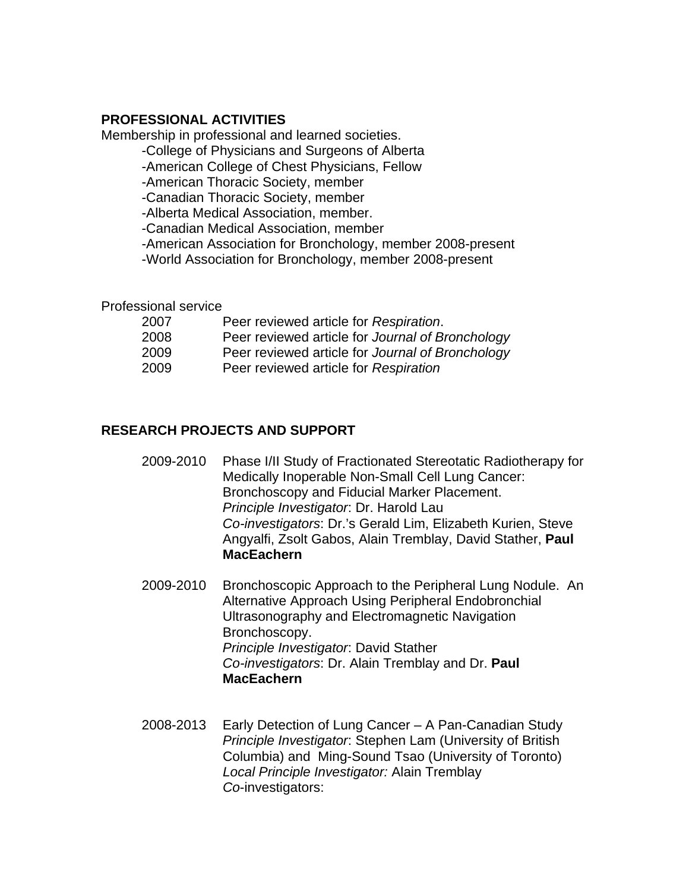## PROFESSIONAL ACTIVITIES

Membership in professional and learned societies.

- -College of Physicians and Surgeons of Alberta
- -American College of Chest Physicians, Fellow
- -American Thoracic Society, member
- -Canadian Thoracic Society, member
- -Alberta Medical Association, member.
- -Canadian Medical Association, member
- -American Association for Bronchology, member 2008-present
- -World Association for Bronchology, member 2008-present

Professional service

| | |
|---|---|
| 2007 | Peer reviewed article for *Respiration*. |
| 2008 | Peer reviewed article for *Journal of Bronchology* |
| 2009 | Peer reviewed article for *Journal of Bronchology* |
| 2009 | Peer reviewed article for *Respiration* |

## RESEARCH PROJECTS AND SUPPORT

2009-2010 Phase I/II Study of Fractionated Stereotatic Radiotherapy for Medically Inoperable Non-Small Cell Lung Cancer: Bronchoscopy and Fiducial Marker Placement.
*Principle Investigator*: Dr. Harold Lau
*Co-investigators*: Dr.'s Gerald Lim, Elizabeth Kurien, Steve Angyalfi, Zsolt Gabos, Alain Tremblay, David Stather, **Paul MacEachern**

2009-2010 Bronchoscopic Approach to the Peripheral Lung Nodule. An Alternative Approach Using Peripheral Endobronchial Ultrasonography and Electromagnetic Navigation Bronchoscopy.
*Principle Investigator*: David Stather
*Co-investigators*: Dr. Alain Tremblay and Dr. **Paul MacEachern**

2008-2013 Early Detection of Lung Cancer – A Pan-Canadian Study
*Principle Investigator*: Stephen Lam (University of British Columbia) and Ming-Sound Tsao (University of Toronto)
*Local Principle Investigator:* Alain Tremblay
*Co*-investigators: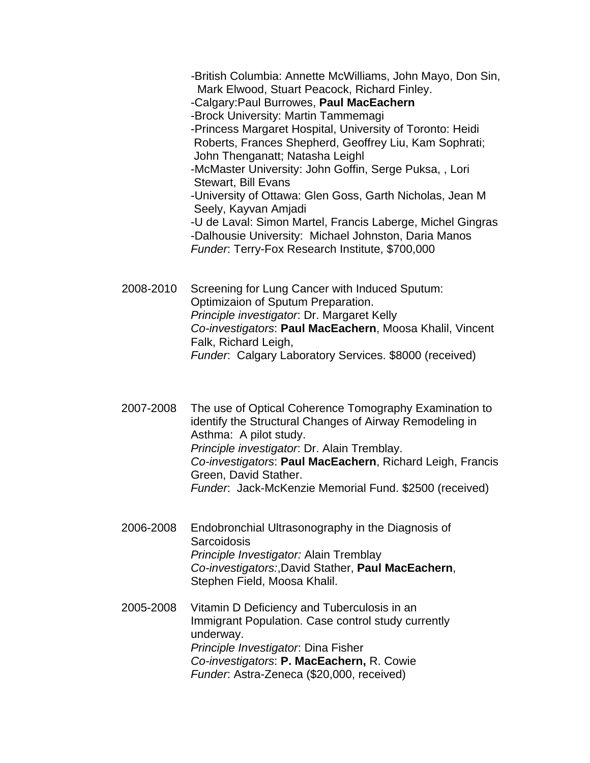-British Columbia: Annette McWilliams, John Mayo, Don Sin, Mark Elwood, Stuart Peacock, Richard Finley.
-Calgary:Paul Burrowes, **Paul MacEachern**
-Brock University: Martin Tammemagi
-Princess Margaret Hospital, University of Toronto: Heidi Roberts, Frances Shepherd, Geoffrey Liu, Kam Sophrati; John Thenganatt; Natasha Leighl
-McMaster University: John Goffin, Serge Puksa, , Lori Stewart, Bill Evans
-University of Ottawa: Glen Goss, Garth Nicholas, Jean M Seely, Kayvan Amjadi
-U de Laval: Simon Martel, Francis Laberge, Michel Gingras
-Dalhousie University: Michael Johnston, Daria Manos
*Funder*: Terry-Fox Research Institute, $700,000

2008-2010 Screening for Lung Cancer with Induced Sputum: Optimizaion of Sputum Preparation.
*Principle investigator*: Dr. Margaret Kelly
*Co-investigators*: **Paul MacEachern**, Moosa Khalil, Vincent Falk, Richard Leigh,
*Funder*: Calgary Laboratory Services. $8000 (received)

2007-2008 The use of Optical Coherence Tomography Examination to identify the Structural Changes of Airway Remodeling in Asthma: A pilot study.
*Principle investigator*: Dr. Alain Tremblay.
*Co-investigators*: **Paul MacEachern**, Richard Leigh, Francis Green, David Stather.
*Funder*: Jack-McKenzie Memorial Fund. $2500 (received)

2006-2008 Endobronchial Ultrasonography in the Diagnosis of Sarcoidosis
*Principle Investigator:* Alain Tremblay
*Co-investigators:*,David Stather, **Paul MacEachern**, Stephen Field, Moosa Khalil.

2005-2008 Vitamin D Deficiency and Tuberculosis in an Immigrant Population. Case control study currently underway.
*Principle Investigator*: Dina Fisher
*Co-investigators*: **P. MacEachern,** R. Cowie
*Funder*: Astra-Zeneca ($20,000, received)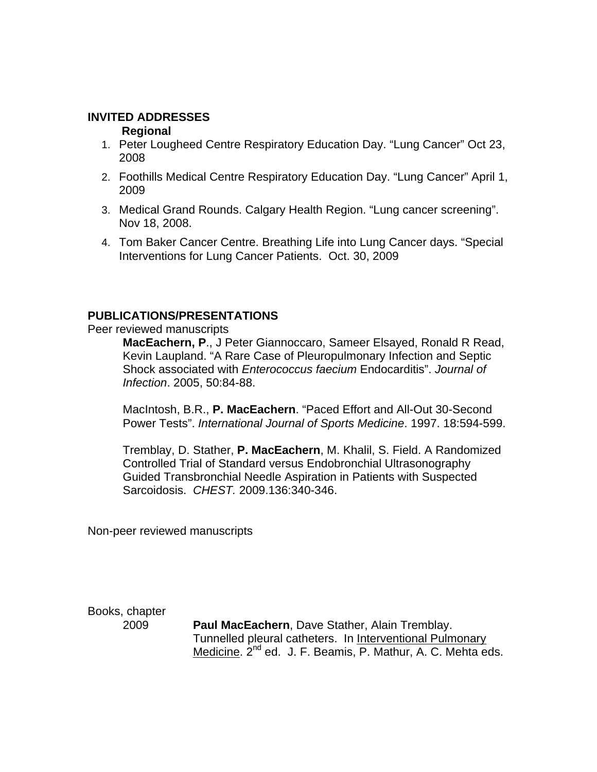## INVITED ADDRESSES

### Regional

1. Peter Lougheed Centre Respiratory Education Day. “Lung Cancer” Oct 23, 2008
2. Foothills Medical Centre Respiratory Education Day. “Lung Cancer” April 1, 2009
3. Medical Grand Rounds. Calgary Health Region. “Lung cancer screening”. Nov 18, 2008.
4. Tom Baker Cancer Centre. Breathing Life into Lung Cancer days. “Special Interventions for Lung Cancer Patients. Oct. 30, 2009

## PUBLICATIONS/PRESENTATIONS

Peer reviewed manuscripts

**MacEachern, P**., J Peter Giannoccaro, Sameer Elsayed, Ronald R Read, Kevin Laupland. “A Rare Case of Pleuropulmonary Infection and Septic Shock associated with *Enterococcus faecium* Endocarditis”. *Journal of Infection*. 2005, 50:84-88.

MacIntosh, B.R., **P. MacEachern**. “Paced Effort and All-Out 30-Second Power Tests”. *International Journal of Sports Medicine*. 1997. 18:594-599.

Tremblay, D. Stather, **P. MacEachern**, M. Khalil, S. Field. A Randomized Controlled Trial of Standard versus Endobronchial Ultrasonography Guided Transbronchial Needle Aspiration in Patients with Suspected Sarcoidosis. *CHEST.* 2009.136:340-346.

Non-peer reviewed manuscripts

Books, chapter

2009 **Paul MacEachern**, Dave Stather, Alain Tremblay. Tunnelled pleural catheters. In Interventional Pulmonary Medicine. 2nd ed. J. F. Beamis, P. Mathur, A. C. Mehta eds.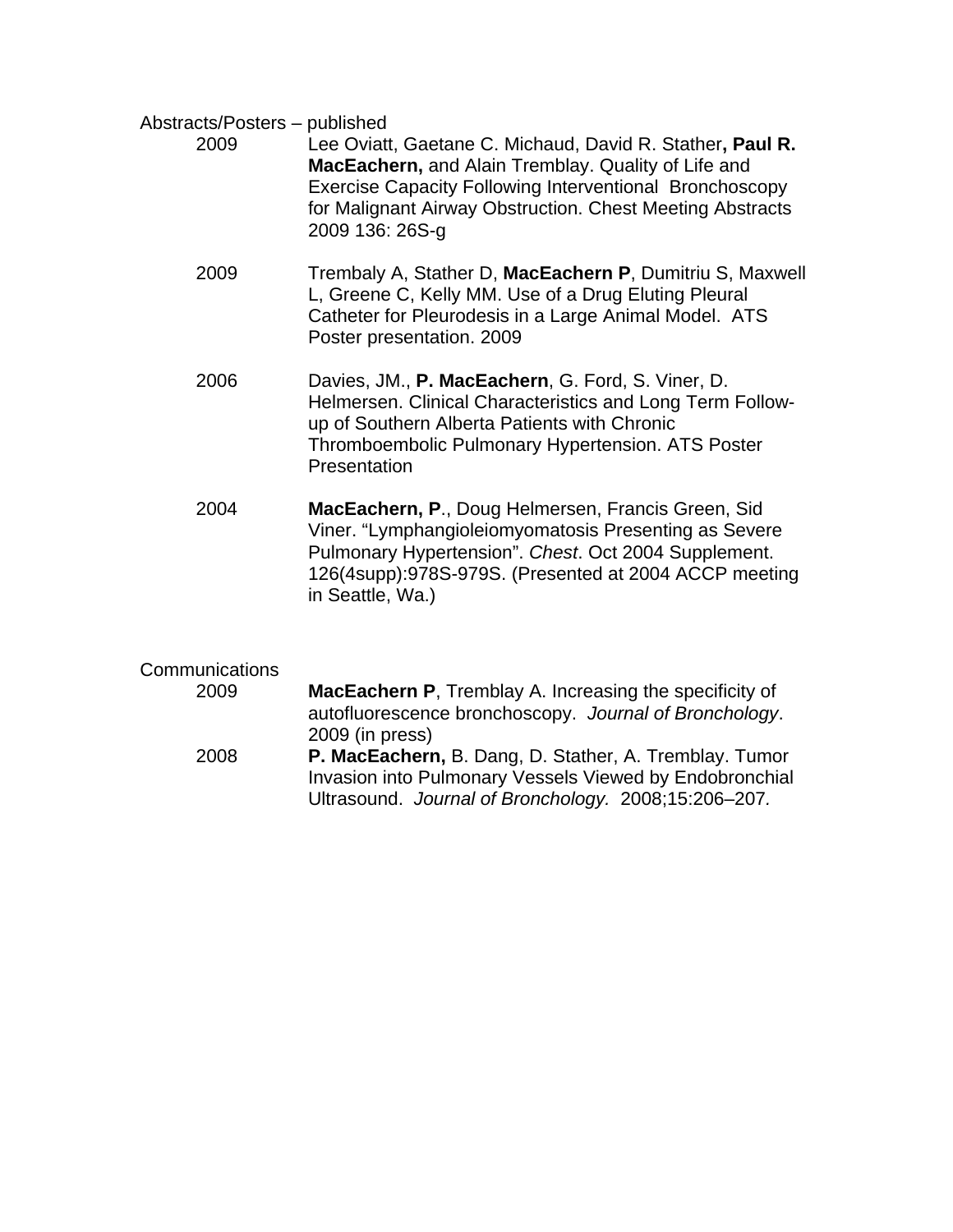Abstracts/Posters – published

2009 Lee Oviatt, Gaetane C. Michaud, David R. Stather**, Paul R. MacEachern,** and Alain Tremblay. Quality of Life and Exercise Capacity Following Interventional Bronchoscopy for Malignant Airway Obstruction. Chest Meeting Abstracts 2009 136: 26S-g

2009 Trembaly A, Stather D, **MacEachern P**, Dumitriu S, Maxwell L, Greene C, Kelly MM. Use of a Drug Eluting Pleural Catheter for Pleurodesis in a Large Animal Model. ATS Poster presentation. 2009

2006 Davies, JM., **P. MacEachern**, G. Ford, S. Viner, D. Helmersen. Clinical Characteristics and Long Term Follow-up of Southern Alberta Patients with Chronic Thromboembolic Pulmonary Hypertension. ATS Poster Presentation

2004 **MacEachern, P**., Doug Helmersen, Francis Green, Sid Viner. "Lymphangioleiomyomatosis Presenting as Severe Pulmonary Hypertension". *Chest*. Oct 2004 Supplement. 126(4supp):978S-979S. (Presented at 2004 ACCP meeting in Seattle, Wa.)

Communications

2009 **MacEachern P**, Tremblay A. Increasing the specificity of autofluorescence bronchoscopy. *Journal of Bronchology*. 2009 (in press)

2008 **P. MacEachern,** B. Dang, D. Stather, A. Tremblay. Tumor Invasion into Pulmonary Vessels Viewed by Endobronchial Ultrasound. *Journal of Bronchology.* 2008;15:206–207.